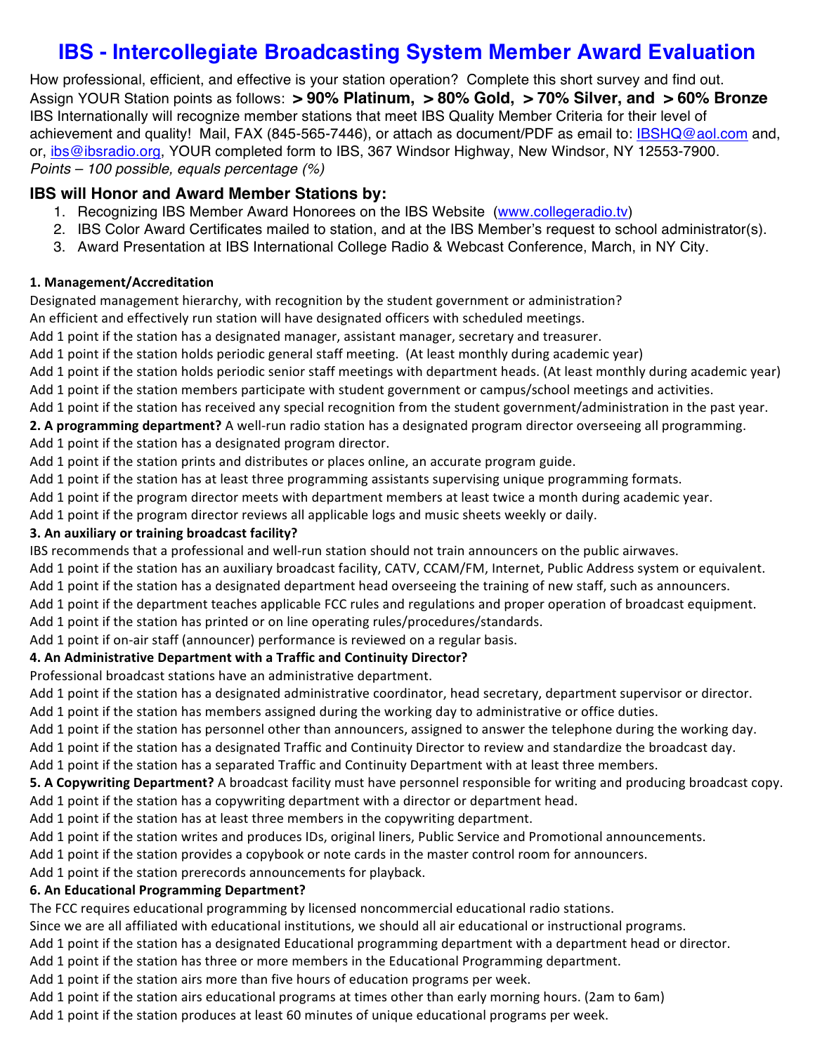# IBS - Intercollegiate Broadcasting System Member Award Evaluation

How professional, efficient, and effective is your station operation? Complete this short survey and find out.
Assign YOUR Station points as follows: **> 90% Platinum, > 80% Gold, > 70% Silver, and > 60% Bronze**
IBS Internationally will recognize member stations that meet IBS Quality Member Criteria for their level of achievement and quality! Mail, FAX (845-565-7446), or attach as document/PDF as email to: IBSHQ@aol.com and, or, ibs@ibsradio.org, YOUR completed form to IBS, 367 Windsor Highway, New Windsor, NY 12553-7900.
*Points – 100 possible, equals percentage (%)*

## IBS will Honor and Award Member Stations by:

1. Recognizing IBS Member Award Honorees on the IBS Website (www.collegeradio.tv)
2. IBS Color Award Certificates mailed to station, and at the IBS Member's request to school administrator(s).
3. Award Presentation at IBS International College Radio & Webcast Conference, March, in NY City.

**1. Management/Accreditation**
Designated management hierarchy, with recognition by the student government or administration?
An efficient and effectively run station will have designated officers with scheduled meetings.
Add 1 point if the station has a designated manager, assistant manager, secretary and treasurer.
Add 1 point if the station holds periodic general staff meeting. (At least monthly during academic year)
Add 1 point if the station holds periodic senior staff meetings with department heads. (At least monthly during academic year)
Add 1 point if the station members participate with student government or campus/school meetings and activities.
Add 1 point if the station has received any special recognition from the student government/administration in the past year.

**2. A programming department?** A well-run radio station has a designated program director overseeing all programming.
Add 1 point if the station has a designated program director.
Add 1 point if the station prints and distributes or places online, an accurate program guide.
Add 1 point if the station has at least three programming assistants supervising unique programming formats.
Add 1 point if the program director meets with department members at least twice a month during academic year.
Add 1 point if the program director reviews all applicable logs and music sheets weekly or daily.

**3. An auxiliary or training broadcast facility?**
IBS recommends that a professional and well-run station should not train announcers on the public airwaves.
Add 1 point if the station has an auxiliary broadcast facility, CATV, CCAM/FM, Internet, Public Address system or equivalent.
Add 1 point if the station has a designated department head overseeing the training of new staff, such as announcers.
Add 1 point if the department teaches applicable FCC rules and regulations and proper operation of broadcast equipment.
Add 1 point if the station has printed or on line operating rules/procedures/standards.
Add 1 point if on-air staff (announcer) performance is reviewed on a regular basis.

**4. An Administrative Department with a Traffic and Continuity Director?**
Professional broadcast stations have an administrative department.
Add 1 point if the station has a designated administrative coordinator, head secretary, department supervisor or director.
Add 1 point if the station has members assigned during the working day to administrative or office duties.
Add 1 point if the station has personnel other than announcers, assigned to answer the telephone during the working day.
Add 1 point if the station has a designated Traffic and Continuity Director to review and standardize the broadcast day.
Add 1 point if the station has a separated Traffic and Continuity Department with at least three members.

**5. A Copywriting Department?** A broadcast facility must have personnel responsible for writing and producing broadcast copy.
Add 1 point if the station has a copywriting department with a director or department head.
Add 1 point if the station has at least three members in the copywriting department.
Add 1 point if the station writes and produces IDs, original liners, Public Service and Promotional announcements.
Add 1 point if the station provides a copybook or note cards in the master control room for announcers.
Add 1 point if the station prerecords announcements for playback.

**6. An Educational Programming Department?**
The FCC requires educational programming by licensed noncommercial educational radio stations.
Since we are all affiliated with educational institutions, we should all air educational or instructional programs.
Add 1 point if the station has a designated Educational programming department with a department head or director.
Add 1 point if the station has three or more members in the Educational Programming department.
Add 1 point if the station airs more than five hours of education programs per week.
Add 1 point if the station airs educational programs at times other than early morning hours. (2am to 6am)
Add 1 point if the station produces at least 60 minutes of unique educational programs per week.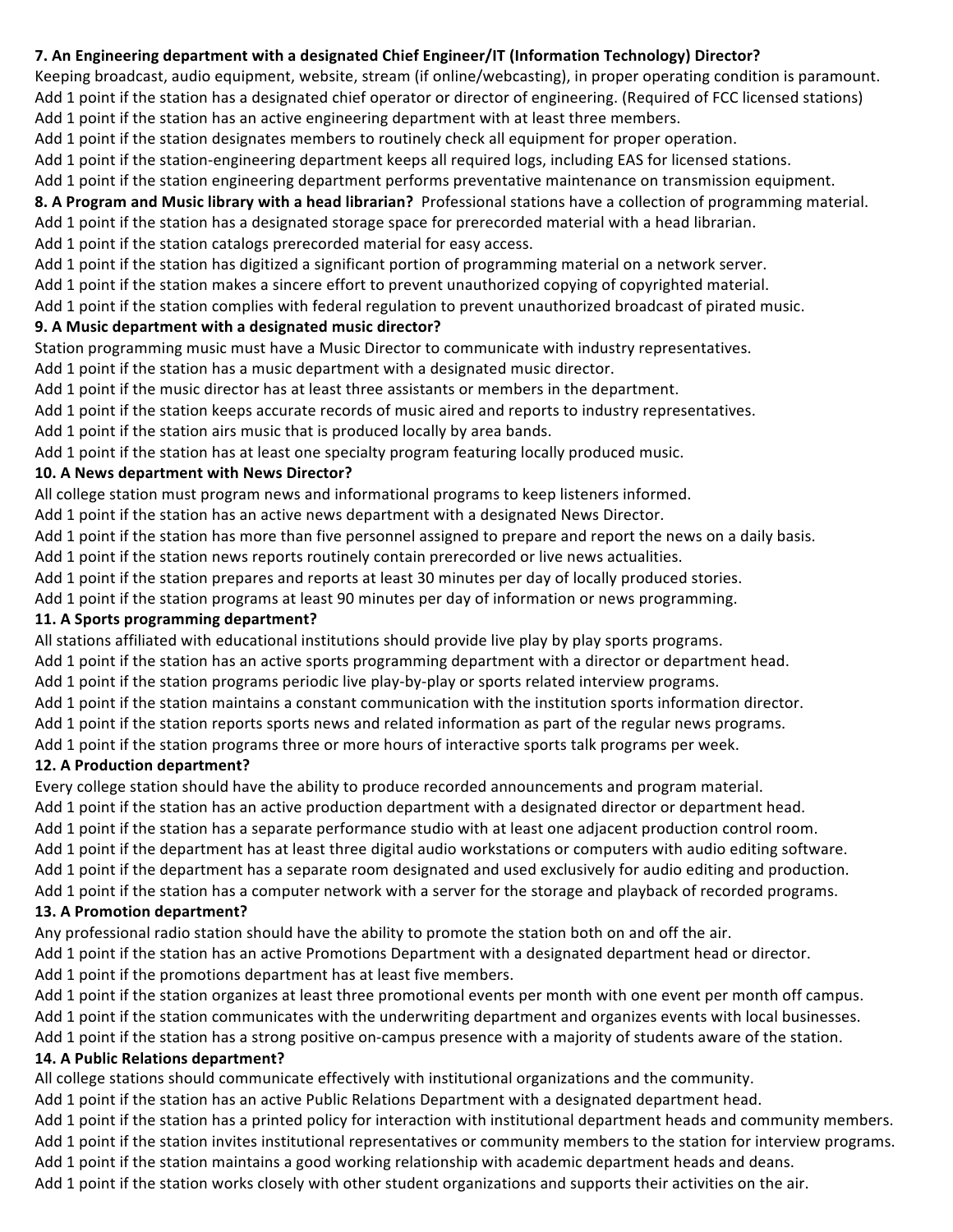**7. An Engineering department with a designated Chief Engineer/IT (Information Technology) Director?**

Keeping broadcast, audio equipment, website, stream (if online/webcasting), in proper operating condition is paramount.
Add 1 point if the station has a designated chief operator or director of engineering. (Required of FCC licensed stations)
Add 1 point if the station has an active engineering department with at least three members.
Add 1 point if the station designates members to routinely check all equipment for proper operation.
Add 1 point if the station-engineering department keeps all required logs, including EAS for licensed stations.
Add 1 point if the station engineering department performs preventative maintenance on transmission equipment.

**8. A Program and Music library with a head librarian?** Professional stations have a collection of programming material.
Add 1 point if the station has a designated storage space for prerecorded material with a head librarian.
Add 1 point if the station catalogs prerecorded material for easy access.
Add 1 point if the station has digitized a significant portion of programming material on a network server.
Add 1 point if the station makes a sincere effort to prevent unauthorized copying of copyrighted material.
Add 1 point if the station complies with federal regulation to prevent unauthorized broadcast of pirated music.

**9. A Music department with a designated music director?**

Station programming music must have a Music Director to communicate with industry representatives.
Add 1 point if the station has a music department with a designated music director.
Add 1 point if the music director has at least three assistants or members in the department.
Add 1 point if the station keeps accurate records of music aired and reports to industry representatives.
Add 1 point if the station airs music that is produced locally by area bands.
Add 1 point if the station has at least one specialty program featuring locally produced music.

**10. A News department with News Director?**

All college station must program news and informational programs to keep listeners informed.
Add 1 point if the station has an active news department with a designated News Director.
Add 1 point if the station has more than five personnel assigned to prepare and report the news on a daily basis.
Add 1 point if the station news reports routinely contain prerecorded or live news actualities.
Add 1 point if the station prepares and reports at least 30 minutes per day of locally produced stories.
Add 1 point if the station programs at least 90 minutes per day of information or news programming.

**11. A Sports programming department?**

All stations affiliated with educational institutions should provide live play by play sports programs.
Add 1 point if the station has an active sports programming department with a director or department head.
Add 1 point if the station programs periodic live play-by-play or sports related interview programs.
Add 1 point if the station maintains a constant communication with the institution sports information director.
Add 1 point if the station reports sports news and related information as part of the regular news programs.
Add 1 point if the station programs three or more hours of interactive sports talk programs per week.

**12. A Production department?**

Every college station should have the ability to produce recorded announcements and program material.
Add 1 point if the station has an active production department with a designated director or department head.
Add 1 point if the station has a separate performance studio with at least one adjacent production control room.
Add 1 point if the department has at least three digital audio workstations or computers with audio editing software.
Add 1 point if the department has a separate room designated and used exclusively for audio editing and production.
Add 1 point if the station has a computer network with a server for the storage and playback of recorded programs.

**13. A Promotion department?**

Any professional radio station should have the ability to promote the station both on and off the air.
Add 1 point if the station has an active Promotions Department with a designated department head or director.
Add 1 point if the promotions department has at least five members.
Add 1 point if the station organizes at least three promotional events per month with one event per month off campus.
Add 1 point if the station communicates with the underwriting department and organizes events with local businesses.
Add 1 point if the station has a strong positive on-campus presence with a majority of students aware of the station.

**14. A Public Relations department?**

All college stations should communicate effectively with institutional organizations and the community.
Add 1 point if the station has an active Public Relations Department with a designated department head.
Add 1 point if the station has a printed policy for interaction with institutional department heads and community members.
Add 1 point if the station invites institutional representatives or community members to the station for interview programs.
Add 1 point if the station maintains a good working relationship with academic department heads and deans.
Add 1 point if the station works closely with other student organizations and supports their activities on the air.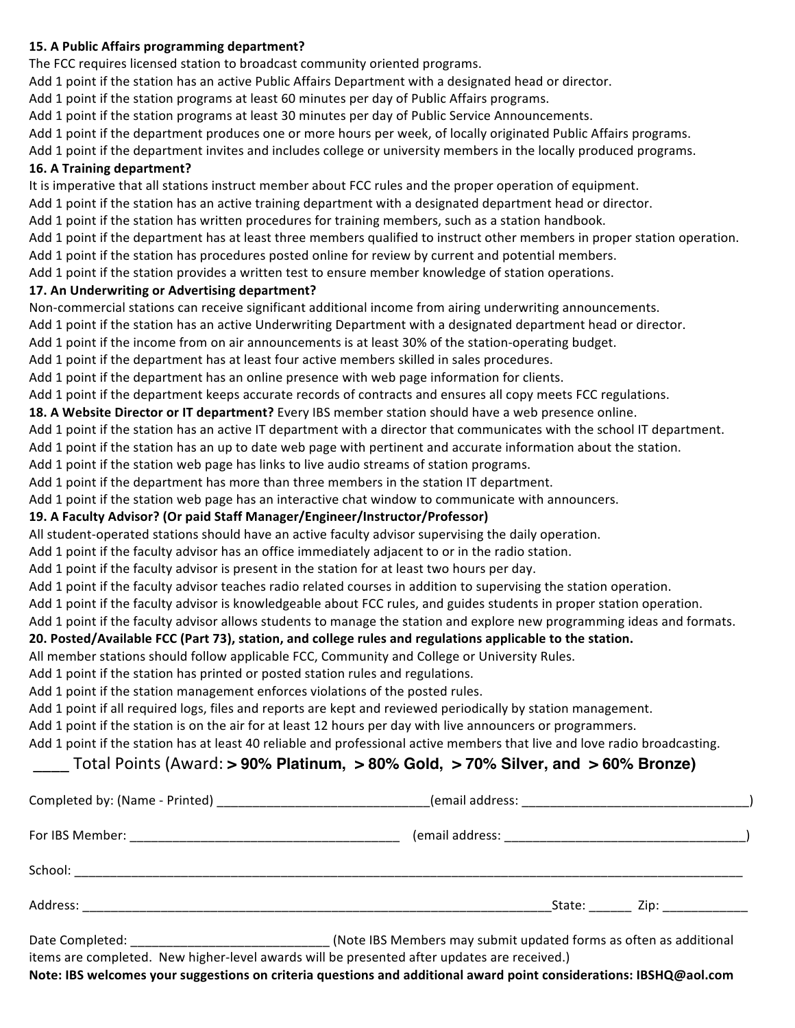**15. A Public Affairs programming department?**

The FCC requires licensed station to broadcast community oriented programs.

Add 1 point if the station has an active Public Affairs Department with a designated head or director.

Add 1 point if the station programs at least 60 minutes per day of Public Affairs programs.

Add 1 point if the station programs at least 30 minutes per day of Public Service Announcements.

Add 1 point if the department produces one or more hours per week, of locally originated Public Affairs programs.

Add 1 point if the department invites and includes college or university members in the locally produced programs.

**16. A Training department?**

It is imperative that all stations instruct member about FCC rules and the proper operation of equipment.

Add 1 point if the station has an active training department with a designated department head or director.

Add 1 point if the station has written procedures for training members, such as a station handbook.

Add 1 point if the department has at least three members qualified to instruct other members in proper station operation.

Add 1 point if the station has procedures posted online for review by current and potential members.

Add 1 point if the station provides a written test to ensure member knowledge of station operations.

**17. An Underwriting or Advertising department?**

Non-commercial stations can receive significant additional income from airing underwriting announcements.

Add 1 point if the station has an active Underwriting Department with a designated department head or director.

Add 1 point if the income from on air announcements is at least 30% of the station-operating budget.

Add 1 point if the department has at least four active members skilled in sales procedures.

Add 1 point if the department has an online presence with web page information for clients.

Add 1 point if the department keeps accurate records of contracts and ensures all copy meets FCC regulations.

**18. A Website Director or IT department?** Every IBS member station should have a web presence online.

Add 1 point if the station has an active IT department with a director that communicates with the school IT department.

Add 1 point if the station has an up to date web page with pertinent and accurate information about the station.

Add 1 point if the station web page has links to live audio streams of station programs.

Add 1 point if the department has more than three members in the station IT department.

Add 1 point if the station web page has an interactive chat window to communicate with announcers.

**19. A Faculty Advisor? (Or paid Staff Manager/Engineer/Instructor/Professor)**

All student-operated stations should have an active faculty advisor supervising the daily operation.

Add 1 point if the faculty advisor has an office immediately adjacent to or in the radio station.

Add 1 point if the faculty advisor is present in the station for at least two hours per day.

Add 1 point if the faculty advisor teaches radio related courses in addition to supervising the station operation.

Add 1 point if the faculty advisor is knowledgeable about FCC rules, and guides students in proper station operation.

Add 1 point if the faculty advisor allows students to manage the station and explore new programming ideas and formats.

**20. Posted/Available FCC (Part 73), station, and college rules and regulations applicable to the station.**

All member stations should follow applicable FCC, Community and College or University Rules.

Add 1 point if the station has printed or posted station rules and regulations.

Add 1 point if the station management enforces violations of the posted rules.

Add 1 point if all required logs, files and reports are kept and reviewed periodically by station management.

Add 1 point if the station is on the air for at least 12 hours per day with live announcers or programmers.

Add 1 point if the station has at least 40 reliable and professional active members that live and love radio broadcasting.

____ Total Points (Award: **> 90% Platinum, > 80% Gold, > 70% Silver, and > 60% Bronze)**

Completed by: (Name - Printed) ______________________________(email address: ________________________________)

For IBS Member: ______________________________________ (email address: __________________________________)

School: ______________________________________________________________________________________________

Address: ______________________________________________________________________State: ______ Zip: ____________

Date Completed: ____________________________ (Note IBS Members may submit updated forms as often as additional items are completed. New higher-level awards will be presented after updates are received.)

**Note: IBS welcomes your suggestions on criteria questions and additional award point considerations: IBSHQ@aol.com**